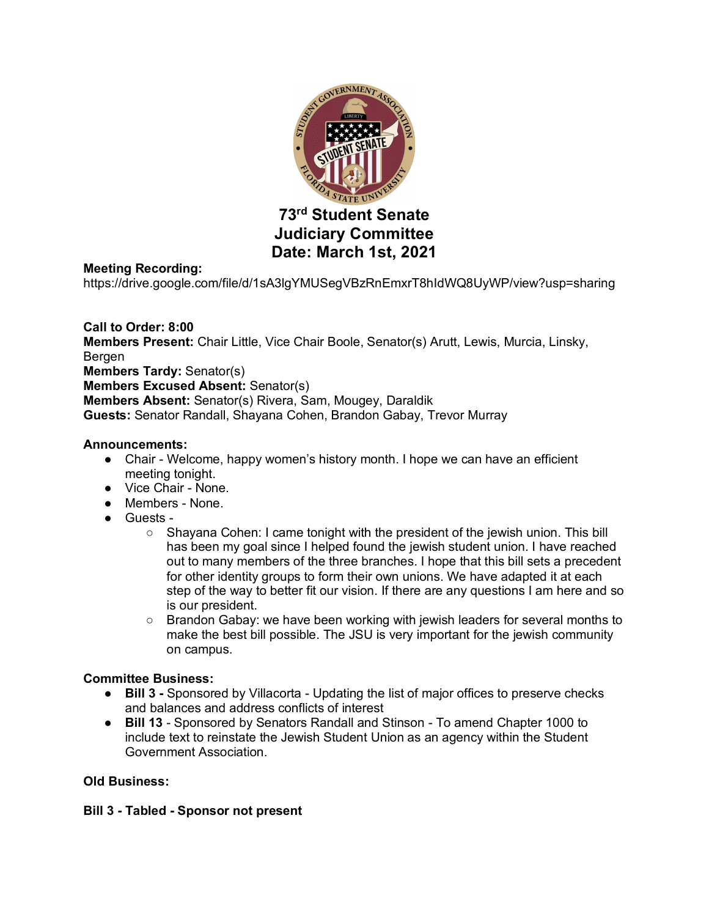# 73rd Student Senate
# Judiciary Committee
# Date: March 1st, 2021

**Meeting Recording:**
https://drive.google.com/file/d/1sA3lgYMUSegVBzRnEmxrT8hIdWQ8UyWP/view?usp=sharing

**Call to Order: 8:00**
**Members Present:** Chair Little, Vice Chair Boole, Senator(s) Arutt, Lewis, Murcia, Linsky, Bergen
**Members Tardy:** Senator(s)
**Members Excused Absent:** Senator(s)
**Members Absent:** Senator(s) Rivera, Sam, Mougey, Daraldik
**Guests:** Senator Randall, Shayana Cohen, Brandon Gabay, Trevor Murray

**Announcements:**

- Chair - Welcome, happy women's history month. I hope we can have an efficient meeting tonight.
- Vice Chair - None.
- Members - None.
- Guests -
  - Shayana Cohen: I came tonight with the president of the jewish union. This bill has been my goal since I helped found the jewish student union. I have reached out to many members of the three branches. I hope that this bill sets a precedent for other identity groups to form their own unions. We have adapted it at each step of the way to better fit our vision. If there are any questions I am here and so is our president.
  - Brandon Gabay: we have been working with jewish leaders for several months to make the best bill possible. The JSU is very important for the jewish community on campus.

**Committee Business:**

- **Bill 3 -** Sponsored by Villacorta - Updating the list of major offices to preserve checks and balances and address conflicts of interest
- **Bill 13** - Sponsored by Senators Randall and Stinson - To amend Chapter 1000 to include text to reinstate the Jewish Student Union as an agency within the Student Government Association.

**Old Business:**

**Bill 3 - Tabled - Sponsor not present**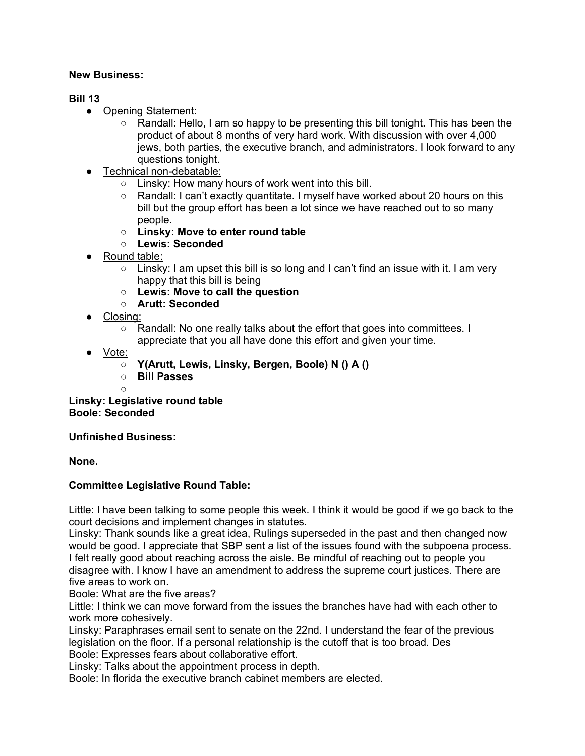**New Business:**

**Bill 13**

- Opening Statement:
  - Randall: Hello, I am so happy to be presenting this bill tonight. This has been the product of about 8 months of very hard work. With discussion with over 4,000 jews, both parties, the executive branch, and administrators. I look forward to any questions tonight.
- Technical non-debatable:
  - Linsky: How many hours of work went into this bill.
  - Randall: I can't exactly quantitate. I myself have worked about 20 hours on this bill but the group effort has been a lot since we have reached out to so many people.
  - **Linsky: Move to enter round table**
  - **Lewis: Seconded**
- Round table:
  - Linsky: I am upset this bill is so long and I can't find an issue with it. I am very happy that this bill is being
  - **Lewis: Move to call the question**
  - **Arutt: Seconded**
- Closing:
  - Randall: No one really talks about the effort that goes into committees. I appreciate that you all have done this effort and given your time.
- Vote:
  - **Y(Arutt, Lewis, Linsky, Bergen, Boole) N () A ()**
  - **Bill Passes**
  -

**Linsky: Legislative round table**
**Boole: Seconded**

**Unfinished Business:**

**None.**

**Committee Legislative Round Table:**

Little: I have been talking to some people this week. I think it would be good if we go back to the court decisions and implement changes in statutes.
Linsky: Thank sounds like a great idea, Rulings superseded in the past and then changed now would be good. I appreciate that SBP sent a list of the issues found with the subpoena process. I felt really good about reaching across the aisle. Be mindful of reaching out to people you disagree with. I know I have an amendment to address the supreme court justices. There are five areas to work on.
Boole: What are the five areas?
Little: I think we can move forward from the issues the branches have had with each other to work more cohesively.
Linsky: Paraphrases email sent to senate on the 22nd. I understand the fear of the previous legislation on the floor. If a personal relationship is the cutoff that is too broad. Des
Boole: Expresses fears about collaborative effort.
Linsky: Talks about the appointment process in depth.
Boole: In florida the executive branch cabinet members are elected.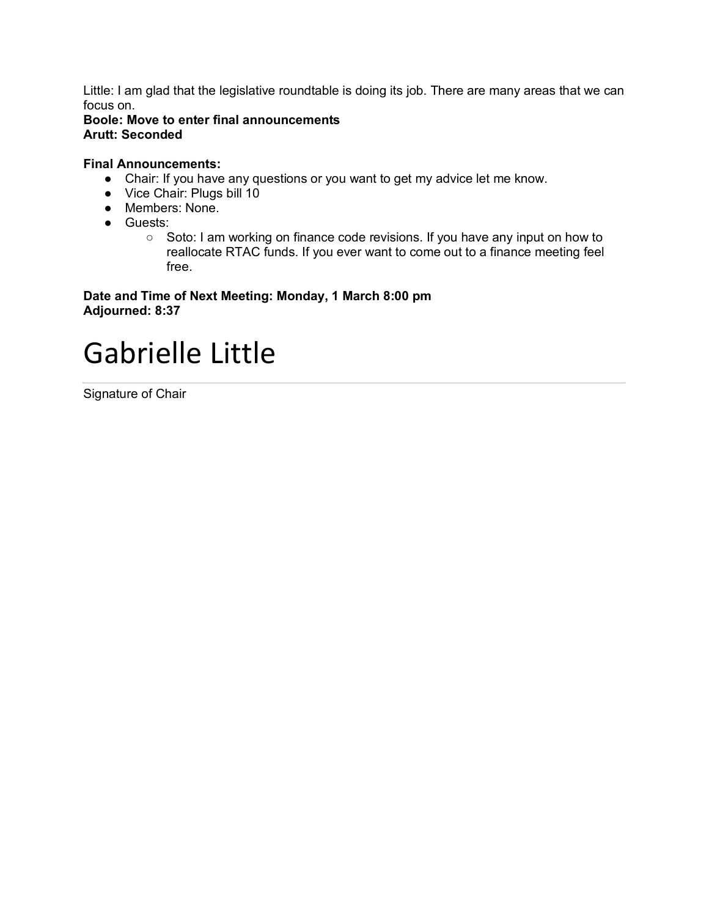Little: I am glad that the legislative roundtable is doing its job. There are many areas that we can focus on.

**Boole: Move to enter final announcements**
**Arutt: Seconded**

**Final Announcements:**

- Chair: If you have any questions or you want to get my advice let me know.
- Vice Chair: Plugs bill 10
- Members: None.
- Guests:
    - Soto: I am working on finance code revisions. If you have any input on how to reallocate RTAC funds. If you ever want to come out to a finance meeting feel free.

**Date and Time of Next Meeting: Monday, 1 March 8:00 pm**
**Adjourned: 8:37**

Gabrielle Little

---

Signature of Chair